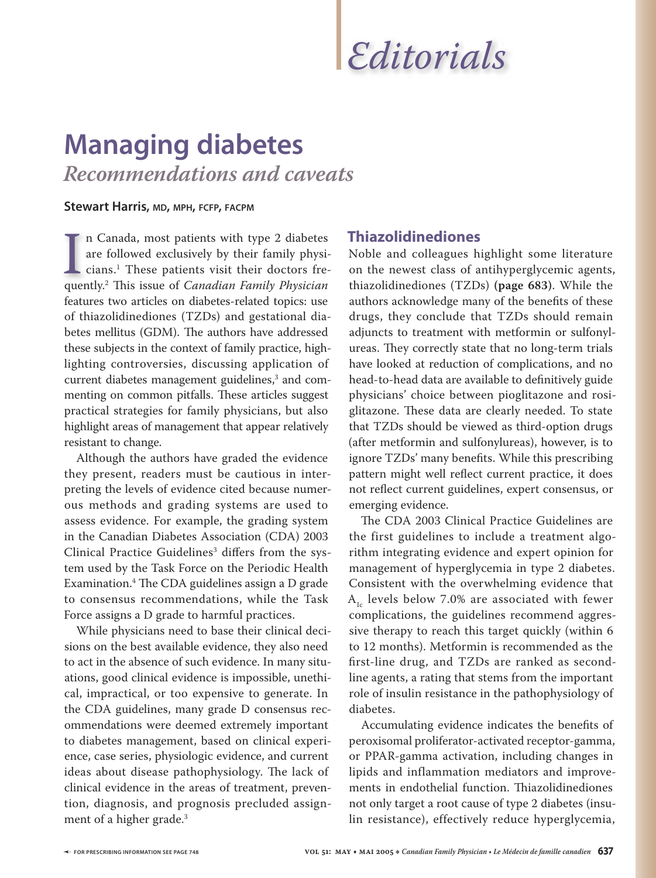# Editorials

## Managing diabetes

### *Recommendations and caveats*

**Stewart Harris,** MD, MPH, FCFP, FACPM

In Canada, most patients with type 2 diabetes are followed exclusively by their family physicians.[1] These patients visit their doctors frequently.[2] This issue of *Canadian Family Physician* features two articles on diabetes-related topics: use of thiazolidinediones (TZDs) and gestational diabetes mellitus (GDM). The authors have addressed these subjects in the context of family practice, highlighting controversies, discussing application of current diabetes management guidelines,[3] and commenting on common pitfalls. These articles suggest practical strategies for family physicians, but also highlight areas of management that appear relatively resistant to change.

Although the authors have graded the evidence they present, readers must be cautious in interpreting the levels of evidence cited because numerous methods and grading systems are used to assess evidence. For example, the grading system in the Canadian Diabetes Association (CDA) 2003 Clinical Practice Guidelines[3] differs from the system used by the Task Force on the Periodic Health Examination.[4] The CDA guidelines assign a D grade to consensus recommendations, while the Task Force assigns a D grade to harmful practices.

While physicians need to base their clinical decisions on the best available evidence, they also need to act in the absence of such evidence. In many situations, good clinical evidence is impossible, unethical, impractical, or too expensive to generate. In the CDA guidelines, many grade D consensus recommendations were deemed extremely important to diabetes management, based on clinical experience, case series, physiologic evidence, and current ideas about disease pathophysiology. The lack of clinical evidence in the areas of treatment, prevention, diagnosis, and prognosis precluded assignment of a higher grade.[3]

## Thiazolidinediones

Noble and colleagues highlight some literature on the newest class of antihyperglycemic agents, thiazolidinediones (TZDs) **(page 683)**. While the authors acknowledge many of the benefits of these drugs, they conclude that TZDs should remain adjuncts to treatment with metformin or sulfonylureas. They correctly state that no long-term trials have looked at reduction of complications, and no head-to-head data are available to definitively guide physicians' choice between pioglitazone and rosiglitazone. These data are clearly needed. To state that TZDs should be viewed as third-option drugs (after metformin and sulfonylureas), however, is to ignore TZDs' many benefits. While this prescribing pattern might well reflect current practice, it does not reflect current guidelines, expert consensus, or emerging evidence.

The CDA 2003 Clinical Practice Guidelines are the first guidelines to include a treatment algorithm integrating evidence and expert opinion for management of hyperglycemia in type 2 diabetes. Consistent with the overwhelming evidence that $A_{1c}$ levels below 7.0% are associated with fewer complications, the guidelines recommend aggressive therapy to reach this target quickly (within 6 to 12 months). Metformin is recommended as the first-line drug, and TZDs are ranked as second-line agents, a rating that stems from the important role of insulin resistance in the pathophysiology of diabetes.

Accumulating evidence indicates the benefits of peroxisomal proliferator-activated receptor-gamma, or PPAR-gamma activation, including changes in lipids and inflammation mediators and improvements in endothelial function. Thiazolidinediones not only target a root cause of type 2 diabetes (insulin resistance), effectively reduce hyperglycemia,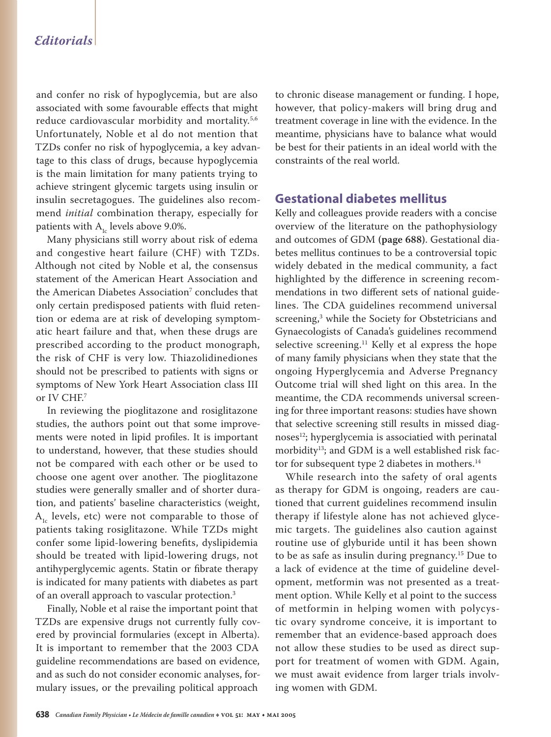and confer no risk of hypoglycemia, but are also associated with some favourable effects that might reduce cardiovascular morbidity and mortality.[5,6] Unfortunately, Noble et al do not mention that TZDs confer no risk of hypoglycemia, a key advantage to this class of drugs, because hypoglycemia is the main limitation for many patients trying to achieve stringent glycemic targets using insulin or insulin secretagogues. The guidelines also recommend *initial* combination therapy, especially for patients with $A_{1c}$ levels above 9.0%.

Many physicians still worry about risk of edema and congestive heart failure (CHF) with TZDs. Although not cited by Noble et al, the consensus statement of the American Heart Association and the American Diabetes Association[7] concludes that only certain predisposed patients with fluid retention or edema are at risk of developing symptomatic heart failure and that, when these drugs are prescribed according to the product monograph, the risk of CHF is very low. Thiazolidinediones should not be prescribed to patients with signs or symptoms of New York Heart Association class III or IV CHF.[7]

In reviewing the pioglitazone and rosiglitazone studies, the authors point out that some improvements were noted in lipid profiles. It is important to understand, however, that these studies should not be compared with each other or be used to choose one agent over another. The pioglitazone studies were generally smaller and of shorter duration, and patients' baseline characteristics (weight, $A_{1c}$ levels, etc) were not comparable to those of patients taking rosiglitazone. While TZDs might confer some lipid-lowering benefits, dyslipidemia should be treated with lipid-lowering drugs, not antihyperglycemic agents. Statin or fibrate therapy is indicated for many patients with diabetes as part of an overall approach to vascular protection.[3]

Finally, Noble et al raise the important point that TZDs are expensive drugs not currently fully covered by provincial formularies (except in Alberta). It is important to remember that the 2003 CDA guideline recommendations are based on evidence, and as such do not consider economic analyses, formulary issues, or the prevailing political approach to chronic disease management or funding. I hope, however, that policy-makers will bring drug and treatment coverage in line with the evidence. In the meantime, physicians have to balance what would be best for their patients in an ideal world with the constraints of the real world.

## Gestational diabetes mellitus

Kelly and colleagues provide readers with a concise overview of the literature on the pathophysiology and outcomes of GDM **(page 688)**. Gestational diabetes mellitus continues to be a controversial topic widely debated in the medical community, a fact highlighted by the difference in screening recommendations in two different sets of national guidelines. The CDA guidelines recommend universal screening,[3] while the Society for Obstetricians and Gynaecologists of Canada's guidelines recommend selective screening.[11] Kelly et al express the hope of many family physicians when they state that the ongoing Hyperglycemia and Adverse Pregnancy Outcome trial will shed light on this area. In the meantime, the CDA recommends universal screening for three important reasons: studies have shown that selective screening still results in missed diagnoses[12]; hyperglycemia is associatied with perinatal morbidity[13]; and GDM is a well established risk factor for subsequent type 2 diabetes in mothers.[14]

While research into the safety of oral agents as therapy for GDM is ongoing, readers are cautioned that current guidelines recommend insulin therapy if lifestyle alone has not achieved glycemic targets. The guidelines also caution against routine use of glyburide until it has been shown to be as safe as insulin during pregnancy.[15] Due to a lack of evidence at the time of guideline development, metformin was not presented as a treatment option. While Kelly et al point to the success of metformin in helping women with polycystic ovary syndrome conceive, it is important to remember that an evidence-based approach does not allow these studies to be used as direct support for treatment of women with GDM. Again, we must await evidence from larger trials involving women with GDM.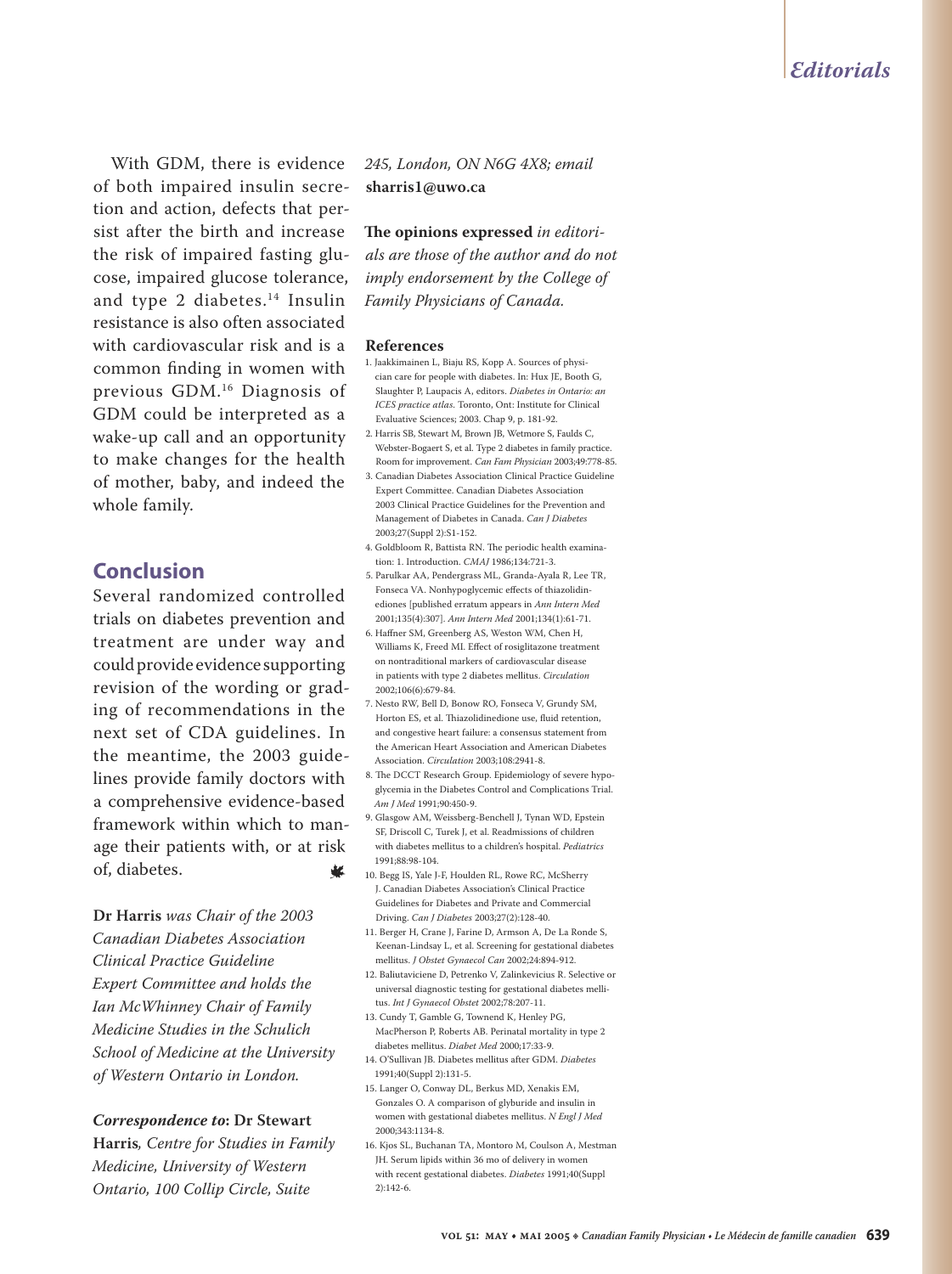With GDM, there is evidence of both impaired insulin secretion and action, defects that persist after the birth and increase the risk of impaired fasting glucose, impaired glucose tolerance, and type 2 diabetes.[14] Insulin resistance is also often associated with cardiovascular risk and is a common finding in women with previous GDM.[16] Diagnosis of GDM could be interpreted as a wake-up call and an opportunity to make changes for the health of mother, baby, and indeed the whole family.

## Conclusion

Several randomized controlled trials on diabetes prevention and treatment are under way and could provide evidence supporting revision of the wording or grading of recommendations in the next set of CDA guidelines. In the meantime, the 2003 guidelines provide family doctors with a comprehensive evidence-based framework within which to manage their patients with, or at risk of, diabetes.

**Dr Harris** *was Chair of the 2003 Canadian Diabetes Association Clinical Practice Guideline Expert Committee and holds the Ian McWhinney Chair of Family Medicine Studies in the Schulich School of Medicine at the University of Western Ontario in London.*

***Correspondence to*: Dr Stewart Harris***, Centre for Studies in Family Medicine, University of Western Ontario, 100 Collip Circle, Suite 245, London, ON N6G 4X8; email* **sharris1@uwo.ca**

**The opinions expressed** *in editorials are those of the author and do not imply endorsement by the College of Family Physicians of Canada.*

### References

1. Jaakkimainen L, Biaju RS, Kopp A. Sources of physician care for people with diabetes. In: Hux JE, Booth G, Slaughter P, Laupacis A, editors. *Diabetes in Ontario: an ICES practice atlas.* Toronto, Ont: Institute for Clinical Evaluative Sciences; 2003. Chap 9, p. 181-92.
2. Harris SB, Stewart M, Brown JB, Wetmore S, Faulds C, Webster-Bogaert S, et al. Type 2 diabetes in family practice. Room for improvement. *Can Fam Physician* 2003;49:778-85.
3. Canadian Diabetes Association Clinical Practice Guideline Expert Committee. Canadian Diabetes Association 2003 Clinical Practice Guidelines for the Prevention and Management of Diabetes in Canada. *Can J Diabetes* 2003;27(Suppl 2):S1-152.
4. Goldbloom R, Battista RN. The periodic health examination: 1. Introduction. *CMAJ* 1986;134:721-3.
5. Parulkar AA, Pendergrass ML, Granda-Ayala R, Lee TR, Fonseca VA. Nonhypoglycemic effects of thiazolidinediones [published erratum appears in *Ann Intern Med* 2001;135(4):307]. *Ann Intern Med* 2001;134(1):61-71.
6. Haffner SM, Greenberg AS, Weston WM, Chen H, Williams K, Freed MI. Effect of rosiglitazone treatment on nontraditional markers of cardiovascular disease in patients with type 2 diabetes mellitus. *Circulation* 2002;106(6):679-84.
7. Nesto RW, Bell D, Bonow RO, Fonseca V, Grundy SM, Horton ES, et al. Thiazolidinedione use, fluid retention, and congestive heart failure: a consensus statement from the American Heart Association and American Diabetes Association. *Circulation* 2003;108:2941-8.
8. The DCCT Research Group. Epidemiology of severe hypoglycemia in the Diabetes Control and Complications Trial. *Am J Med* 1991;90:450-9.
9. Glasgow AM, Weissberg-Benchell J, Tynan WD, Epstein SF, Driscoll C, Turek J, et al. Readmissions of children with diabetes mellitus to a children's hospital. *Pediatrics* 1991;88:98-104.
10. Begg IS, Yale J-F, Houlden RL, Rowe RC, McSherry J. Canadian Diabetes Association's Clinical Practice Guidelines for Diabetes and Private and Commercial Driving. *Can J Diabetes* 2003;27(2):128-40.
11. Berger H, Crane J, Farine D, Armson A, De La Ronde S, Keenan-Lindsay L, et al. Screening for gestational diabetes mellitus. *J Obstet Gynaecol Can* 2002;24:894-912.
12. Baliutaviciene D, Petrenko V, Zalinkevicius R. Selective or universal diagnostic testing for gestational diabetes mellitus. *Int J Gynaecol Obstet* 2002;78:207-11.
13. Cundy T, Gamble G, Townend K, Henley PG, MacPherson P, Roberts AB. Perinatal mortality in type 2 diabetes mellitus. *Diabet Med* 2000;17:33-9.
14. O'Sullivan JB. Diabetes mellitus after GDM. *Diabetes* 1991;40(Suppl 2):131-5.
15. Langer O, Conway DL, Berkus MD, Xenakis EM, Gonzales O. A comparison of glyburide and insulin in women with gestational diabetes mellitus. *N Engl J Med* 2000;343:1134-8.
16. Kjos SL, Buchanan TA, Montoro M, Coulson A, Mestman JH. Serum lipids within 36 mo of delivery in women with recent gestational diabetes. *Diabetes* 1991;40(Suppl 2):142-6.